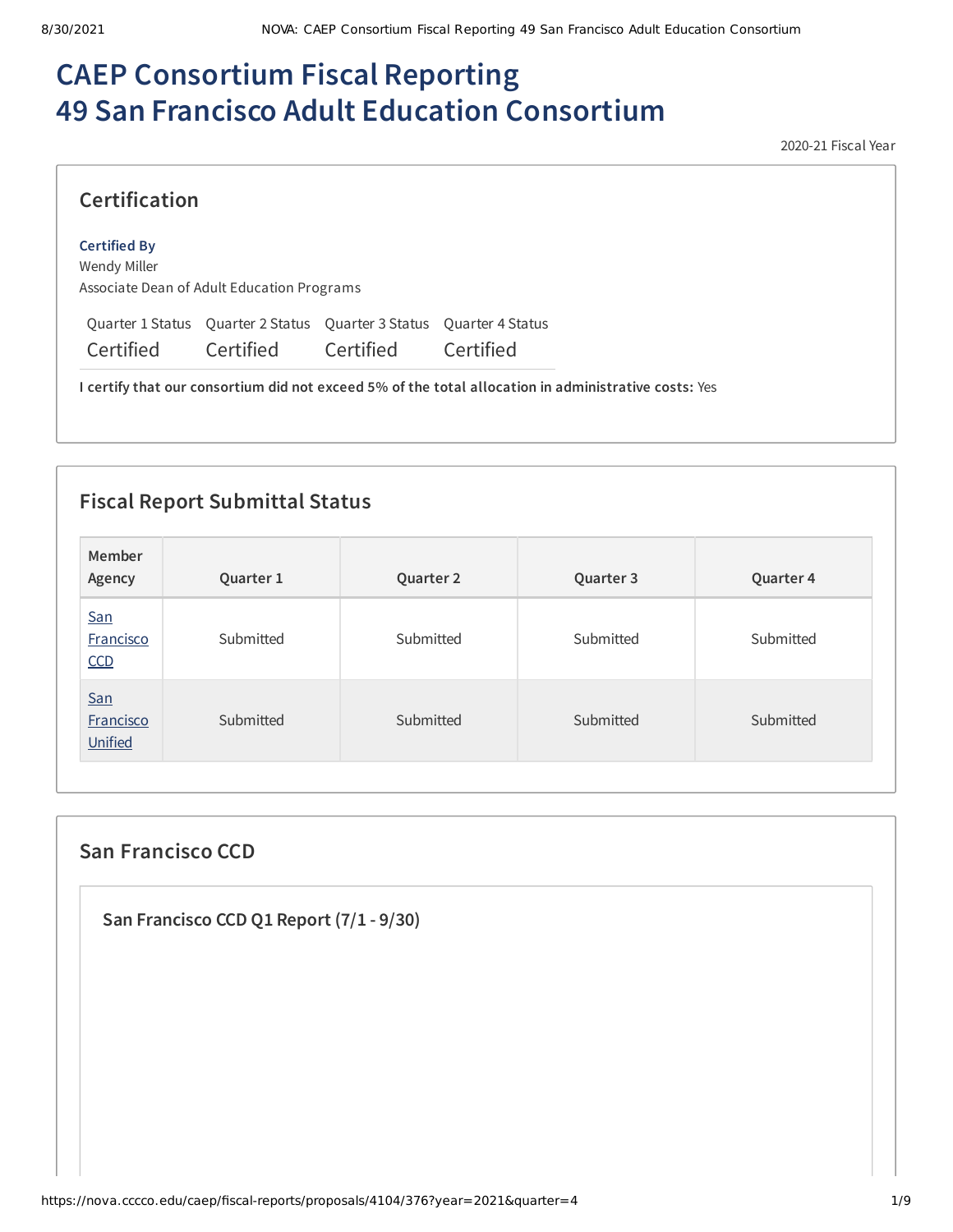# CAEP Consortium Fiscal Reporting
# 49 San Francisco Adult Education Consortium

2020-21 Fiscal Year

## Certification

**Certified By**
Wendy Miller
Associate Dean of Adult Education Programs

| Quarter 1 Status | Quarter 2 Status | Quarter 3 Status | Quarter 4 Status |
|---|---|---|---|
| Certified | Certified | Certified | Certified |

**I certify that our consortium did not exceed 5% of the total allocation in administrative costs:** Yes

## Fiscal Report Submittal Status

| Member Agency | Quarter 1 | Quarter 2 | Quarter 3 | Quarter 4 |
|---|---|---|---|---|
| San Francisco CCD | Submitted | Submitted | Submitted | Submitted |
| San Francisco Unified | Submitted | Submitted | Submitted | Submitted |

## San Francisco CCD

### San Francisco CCD Q1 Report (7/1 - 9/30)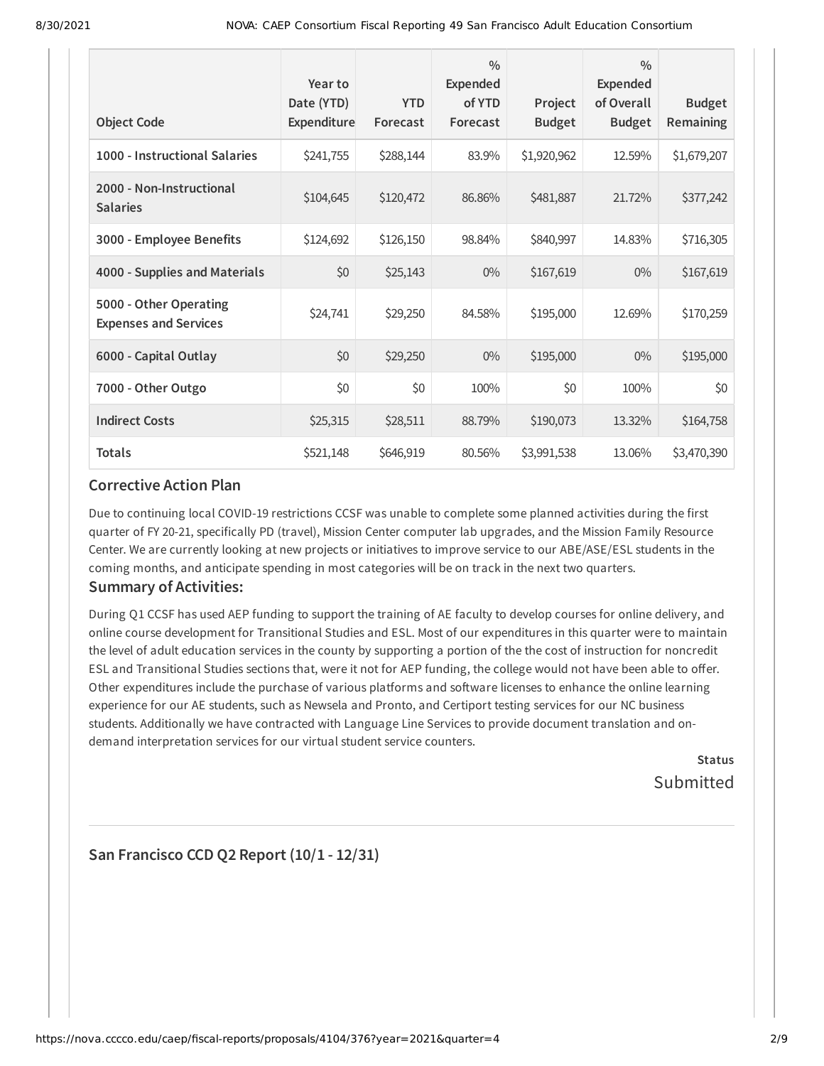| Object Code | Year to Date (YTD) Expenditure | YTD Forecast | % Expended of YTD Forecast | Project Budget | % Expended of Overall Budget | Budget Remaining |
|---|---|---|---|---|---|---|
| **1000 - Instructional Salaries** | $241,755 | $288,144 | 83.9% | $1,920,962 | 12.59% | $1,679,207 |
| **2000 - Non-Instructional Salaries** | $104,645 | $120,472 | 86.86% | $481,887 | 21.72% | $377,242 |
| **3000 - Employee Benefits** | $124,692 | $126,150 | 98.84% | $840,997 | 14.83% | $716,305 |
| **4000 - Supplies and Materials** | $0 | $25,143 | 0% | $167,619 | 0% | $167,619 |
| **5000 - Other Operating Expenses and Services** | $24,741 | $29,250 | 84.58% | $195,000 | 12.69% | $170,259 |
| **6000 - Capital Outlay** | $0 | $29,250 | 0% | $195,000 | 0% | $195,000 |
| **7000 - Other Outgo** | $0 | $0 | 100% | $0 | 100% | $0 |
| **Indirect Costs** | $25,315 | $28,511 | 88.79% | $190,073 | 13.32% | $164,758 |
| **Totals** | $521,148 | $646,919 | 80.56% | $3,991,538 | 13.06% | $3,470,390 |

### Corrective Action Plan

Due to continuing local COVID-19 restrictions CCSF was unable to complete some planned activities during the first quarter of FY 20-21, specifically PD (travel), Mission Center computer lab upgrades, and the Mission Family Resource Center. We are currently looking at new projects or initiatives to improve service to our ABE/ASE/ESL students in the coming months, and anticipate spending in most categories will be on track in the next two quarters.

### Summary of Activities:

During Q1 CCSF has used AEP funding to support the training of AE faculty to develop courses for online delivery, and online course development for Transitional Studies and ESL. Most of our expenditures in this quarter were to maintain the level of adult education services in the county by supporting a portion of the the cost of instruction for noncredit ESL and Transitional Studies sections that, were it not for AEP funding, the college would not have been able to offer. Other expenditures include the purchase of various platforms and software licenses to enhance the online learning experience for our AE students, such as Newsela and Pronto, and Certiport testing services for our NC business students. Additionally we have contracted with Language Line Services to provide document translation and on-demand interpretation services for our virtual student service counters.

**Status**

Submitted

## San Francisco CCD Q2 Report (10/1 - 12/31)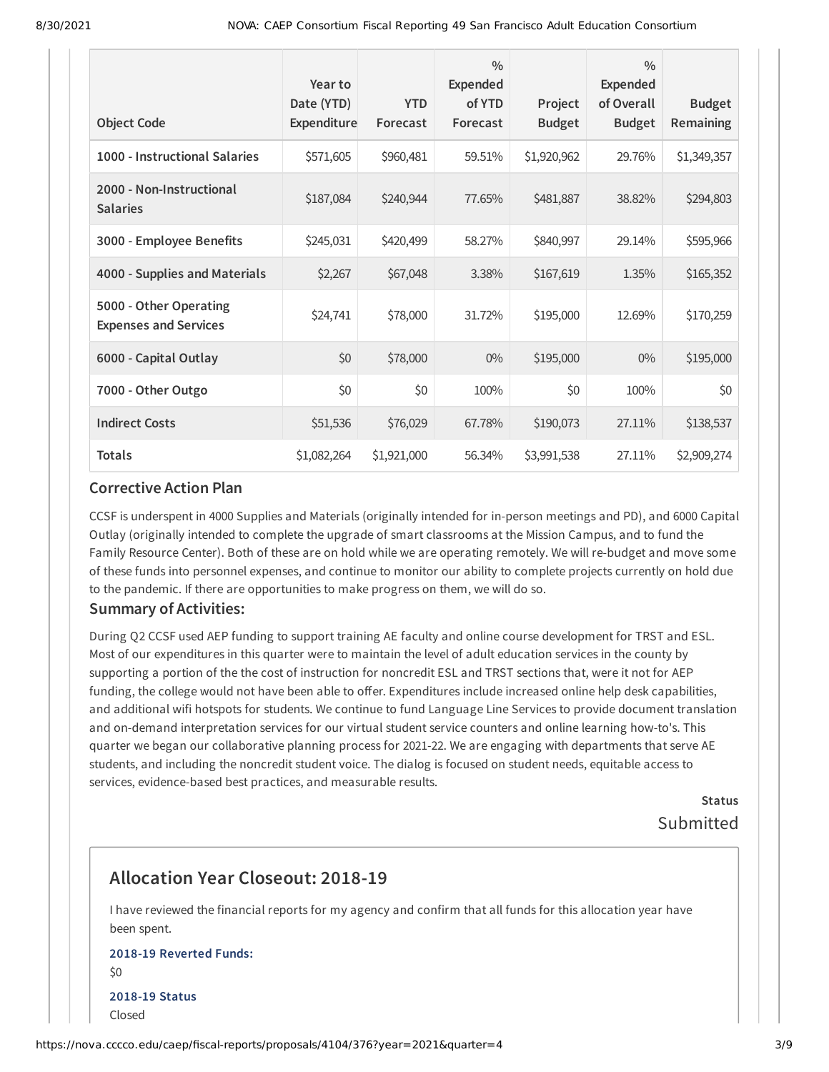| Object Code | Year to Date (YTD) Expenditure | YTD Forecast | % Expended of YTD Forecast | Project Budget | % Expended of Overall Budget | Budget Remaining |
|---|---|---|---|---|---|---|
| 1000 - Instructional Salaries | $571,605 | $960,481 | 59.51% | $1,920,962 | 29.76% | $1,349,357 |
| 2000 - Non-Instructional Salaries | $187,084 | $240,944 | 77.65% | $481,887 | 38.82% | $294,803 |
| 3000 - Employee Benefits | $245,031 | $420,499 | 58.27% | $840,997 | 29.14% | $595,966 |
| 4000 - Supplies and Materials | $2,267 | $67,048 | 3.38% | $167,619 | 1.35% | $165,352 |
| 5000 - Other Operating Expenses and Services | $24,741 | $78,000 | 31.72% | $195,000 | 12.69% | $170,259 |
| 6000 - Capital Outlay | $0 | $78,000 | 0% | $195,000 | 0% | $195,000 |
| 7000 - Other Outgo | $0 | $0 | 100% | $0 | 100% | $0 |
| Indirect Costs | $51,536 | $76,029 | 67.78% | $190,073 | 27.11% | $138,537 |
| Totals | $1,082,264 | $1,921,000 | 56.34% | $3,991,538 | 27.11% | $2,909,274 |

### Corrective Action Plan

CCSF is underspent in 4000 Supplies and Materials (originally intended for in-person meetings and PD), and 6000 Capital Outlay (originally intended to complete the upgrade of smart classrooms at the Mission Campus, and to fund the Family Resource Center). Both of these are on hold while we are operating remotely. We will re-budget and move some of these funds into personnel expenses, and continue to monitor our ability to complete projects currently on hold due to the pandemic. If there are opportunities to make progress on them, we will do so.

### Summary of Activities:

During Q2 CCSF used AEP funding to support training AE faculty and online course development for TRST and ESL. Most of our expenditures in this quarter were to maintain the level of adult education services in the county by supporting a portion of the the cost of instruction for noncredit ESL and TRST sections that, were it not for AEP funding, the college would not have been able to offer. Expenditures include increased online help desk capabilities, and additional wifi hotspots for students. We continue to fund Language Line Services to provide document translation and on-demand interpretation services for our virtual student service counters and online learning how-to's. This quarter we began our collaborative planning process for 2021-22. We are engaging with departments that serve AE students, and including the noncredit student voice. The dialog is focused on student needs, equitable access to services, evidence-based best practices, and measurable results.

**Status**

Submitted

## Allocation Year Closeout: 2018-19

I have reviewed the financial reports for my agency and confirm that all funds for this allocation year have been spent.

**2018-19 Reverted Funds:**

$0

**2018-19 Status**

Closed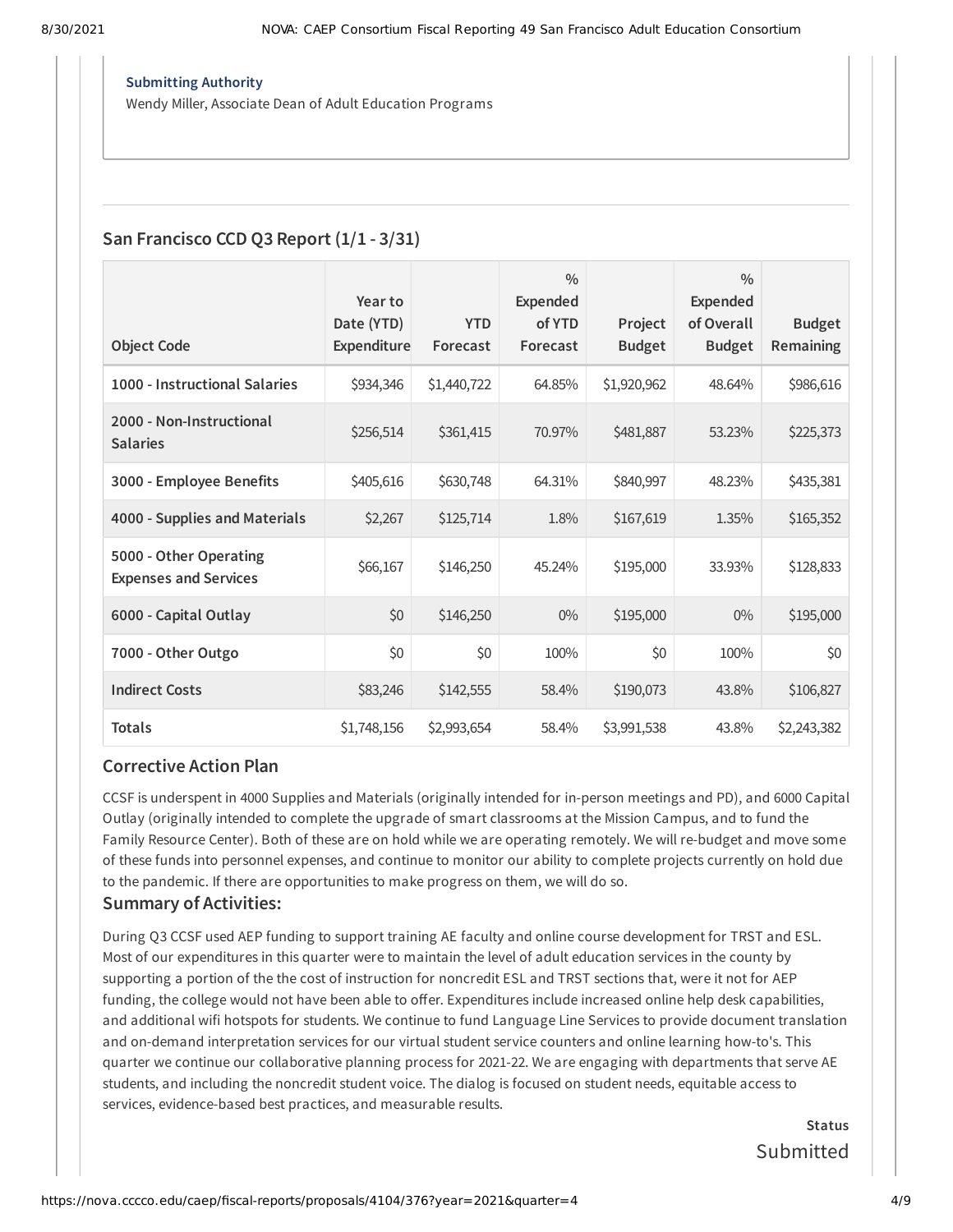**Submitting Authority**

Wendy Miller, Associate Dean of Adult Education Programs

## San Francisco CCD Q3 Report (1/1 - 3/31)

| Object Code | Year to Date (YTD) Expenditure | YTD Forecast | % Expended of YTD Forecast | Project Budget | % Expended of Overall Budget | Budget Remaining |
|---|---|---|---|---|---|---|
| **1000 - Instructional Salaries** | $934,346 | $1,440,722 | 64.85% | $1,920,962 | 48.64% | $986,616 |
| **2000 - Non-Instructional Salaries** | $256,514 | $361,415 | 70.97% | $481,887 | 53.23% | $225,373 |
| **3000 - Employee Benefits** | $405,616 | $630,748 | 64.31% | $840,997 | 48.23% | $435,381 |
| **4000 - Supplies and Materials** | $2,267 | $125,714 | 1.8% | $167,619 | 1.35% | $165,352 |
| **5000 - Other Operating Expenses and Services** | $66,167 | $146,250 | 45.24% | $195,000 | 33.93% | $128,833 |
| **6000 - Capital Outlay** | $0 | $146,250 | 0% | $195,000 | 0% | $195,000 |
| **7000 - Other Outgo** | $0 | $0 | 100% | $0 | 100% | $0 |
| **Indirect Costs** | $83,246 | $142,555 | 58.4% | $190,073 | 43.8% | $106,827 |
| **Totals** | $1,748,156 | $2,993,654 | 58.4% | $3,991,538 | 43.8% | $2,243,382 |

### Corrective Action Plan

CCSF is underspent in 4000 Supplies and Materials (originally intended for in-person meetings and PD), and 6000 Capital Outlay (originally intended to complete the upgrade of smart classrooms at the Mission Campus, and to fund the Family Resource Center). Both of these are on hold while we are operating remotely. We will re-budget and move some of these funds into personnel expenses, and continue to monitor our ability to complete projects currently on hold due to the pandemic. If there are opportunities to make progress on them, we will do so.

### Summary of Activities:

During Q3 CCSF used AEP funding to support training AE faculty and online course development for TRST and ESL. Most of our expenditures in this quarter were to maintain the level of adult education services in the county by supporting a portion of the the cost of instruction for noncredit ESL and TRST sections that, were it not for AEP funding, the college would not have been able to offer. Expenditures include increased online help desk capabilities, and additional wifi hotspots for students. We continue to fund Language Line Services to provide document translation and on-demand interpretation services for our virtual student service counters and online learning how-to's. This quarter we continue our collaborative planning process for 2021-22. We are engaging with departments that serve AE students, and including the noncredit student voice. The dialog is focused on student needs, equitable access to services, evidence-based best practices, and measurable results.

**Status**

Submitted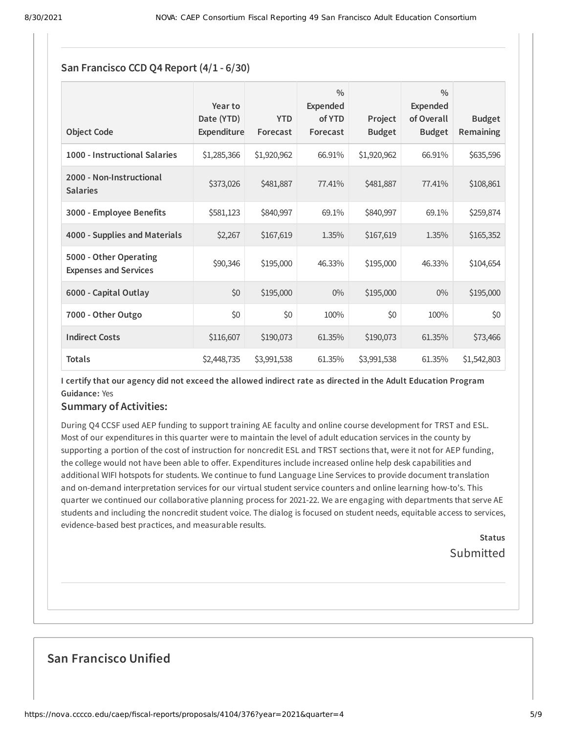## San Francisco CCD Q4 Report (4/1 - 6/30)

| Object Code | Year to Date (YTD) Expenditure | YTD Forecast | % Expended of YTD Forecast | Project Budget | % Expended of Overall Budget | Budget Remaining |
|---|---|---|---|---|---|---|
| 1000 - Instructional Salaries | $1,285,366 | $1,920,962 | 66.91% | $1,920,962 | 66.91% | $635,596 |
| 2000 - Non-Instructional Salaries | $373,026 | $481,887 | 77.41% | $481,887 | 77.41% | $108,861 |
| 3000 - Employee Benefits | $581,123 | $840,997 | 69.1% | $840,997 | 69.1% | $259,874 |
| 4000 - Supplies and Materials | $2,267 | $167,619 | 1.35% | $167,619 | 1.35% | $165,352 |
| 5000 - Other Operating Expenses and Services | $90,346 | $195,000 | 46.33% | $195,000 | 46.33% | $104,654 |
| 6000 - Capital Outlay | $0 | $195,000 | 0% | $195,000 | 0% | $195,000 |
| 7000 - Other Outgo | $0 | $0 | 100% | $0 | 100% | $0 |
| Indirect Costs | $116,607 | $190,073 | 61.35% | $190,073 | 61.35% | $73,466 |
| Totals | $2,448,735 | $3,991,538 | 61.35% | $3,991,538 | 61.35% | $1,542,803 |

**I certify that our agency did not exceed the allowed indirect rate as directed in the Adult Education Program Guidance:** Yes

### Summary of Activities:

During Q4 CCSF used AEP funding to support training AE faculty and online course development for TRST and ESL. Most of our expenditures in this quarter were to maintain the level of adult education services in the county by supporting a portion of the cost of instruction for noncredit ESL and TRST sections that, were it not for AEP funding, the college would not have been able to offer. Expenditures include increased online help desk capabilities and additional WIFI hotspots for students. We continue to fund Language Line Services to provide document translation and on-demand interpretation services for our virtual student service counters and online learning how-to's. This quarter we continued our collaborative planning process for 2021-22. We are engaging with departments that serve AE students and including the noncredit student voice. The dialog is focused on student needs, equitable access to services, evidence-based best practices, and measurable results.

**Status**

Submitted

## San Francisco Unified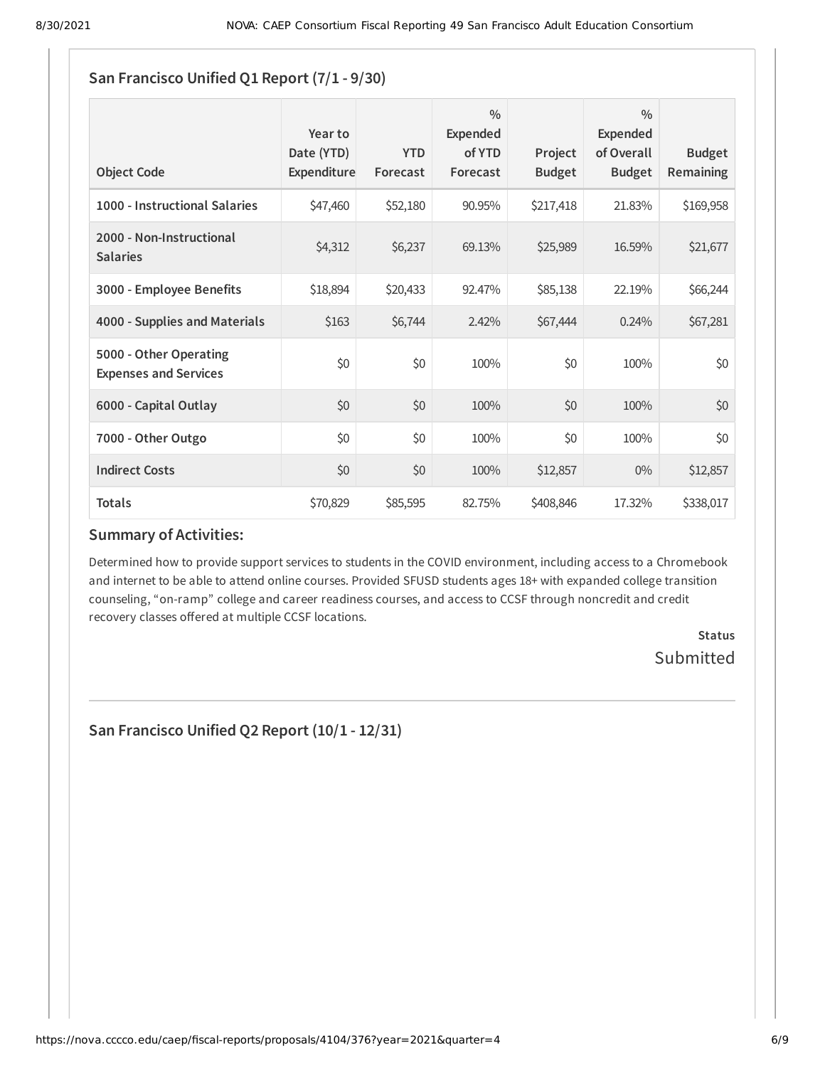## San Francisco Unified Q1 Report (7/1 - 9/30)

| Object Code | Year to Date (YTD) Expenditure | YTD Forecast | % Expended of YTD Forecast | Project Budget | % Expended of Overall Budget | Budget Remaining |
|---|---|---|---|---|---|---|
| **1000 - Instructional Salaries** | $47,460 | $52,180 | 90.95% | $217,418 | 21.83% | $169,958 |
| **2000 - Non-Instructional Salaries** | $4,312 | $6,237 | 69.13% | $25,989 | 16.59% | $21,677 |
| **3000 - Employee Benefits** | $18,894 | $20,433 | 92.47% | $85,138 | 22.19% | $66,244 |
| **4000 - Supplies and Materials** | $163 | $6,744 | 2.42% | $67,444 | 0.24% | $67,281 |
| **5000 - Other Operating Expenses and Services** | $0 | $0 | 100% | $0 | 100% | $0 |
| **6000 - Capital Outlay** | $0 | $0 | 100% | $0 | 100% | $0 |
| **7000 - Other Outgo** | $0 | $0 | 100% | $0 | 100% | $0 |
| **Indirect Costs** | $0 | $0 | 100% | $12,857 | 0% | $12,857 |
| **Totals** | $70,829 | $85,595 | 82.75% | $408,846 | 17.32% | $338,017 |

### Summary of Activities:

Determined how to provide support services to students in the COVID environment, including access to a Chromebook and internet to be able to attend online courses. Provided SFUSD students ages 18+ with expanded college transition counseling, "on-ramp" college and career readiness courses, and access to CCSF through noncredit and credit recovery classes offered at multiple CCSF locations.

**Status**
Submitted

## San Francisco Unified Q2 Report (10/1 - 12/31)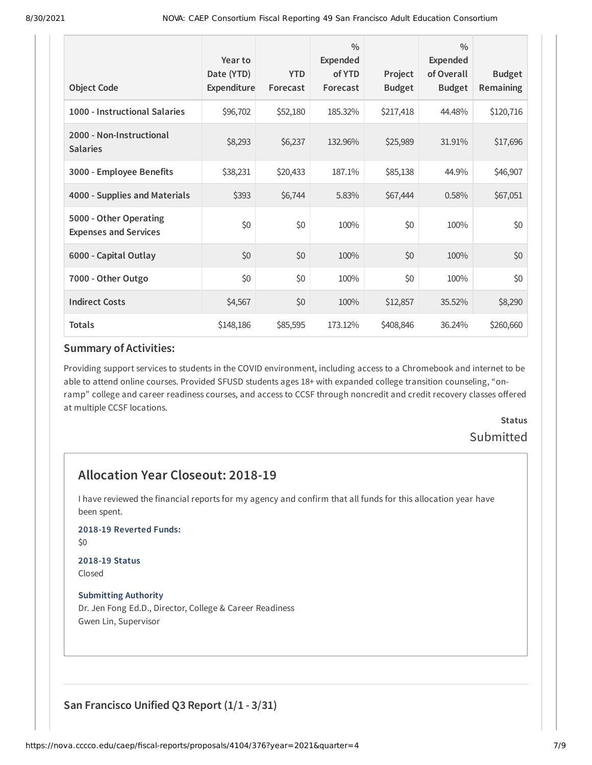| Object Code | Year to Date (YTD) Expenditure | YTD Forecast | % Expended of YTD Forecast | Project Budget | % Expended of Overall Budget | Budget Remaining |
|---|---|---|---|---|---|---|
| 1000 - Instructional Salaries | $96,702 | $52,180 | 185.32% | $217,418 | 44.48% | $120,716 |
| 2000 - Non-Instructional Salaries | $8,293 | $6,237 | 132.96% | $25,989 | 31.91% | $17,696 |
| 3000 - Employee Benefits | $38,231 | $20,433 | 187.1% | $85,138 | 44.9% | $46,907 |
| 4000 - Supplies and Materials | $393 | $6,744 | 5.83% | $67,444 | 0.58% | $67,051 |
| 5000 - Other Operating Expenses and Services | $0 | $0 | 100% | $0 | 100% | $0 |
| 6000 - Capital Outlay | $0 | $0 | 100% | $0 | 100% | $0 |
| 7000 - Other Outgo | $0 | $0 | 100% | $0 | 100% | $0 |
| Indirect Costs | $4,567 | $0 | 100% | $12,857 | 35.52% | $8,290 |
| Totals | $148,186 | $85,595 | 173.12% | $408,846 | 36.24% | $260,660 |

### Summary of Activities:

Providing support services to students in the COVID environment, including access to a Chromebook and internet to be able to attend online courses. Provided SFUSD students ages 18+ with expanded college transition counseling, "on-ramp" college and career readiness courses, and access to CCSF through noncredit and credit recovery classes offered at multiple CCSF locations.

**Status**

Submitted

## Allocation Year Closeout: 2018-19

I have reviewed the financial reports for my agency and confirm that all funds for this allocation year have been spent.

**2018-19 Reverted Funds:**

$0

**2018-19 Status**

Closed

**Submitting Authority**

Dr. Jen Fong Ed.D., Director, College & Career Readiness
Gwen Lin, Supervisor

## San Francisco Unified Q3 Report (1/1 - 3/31)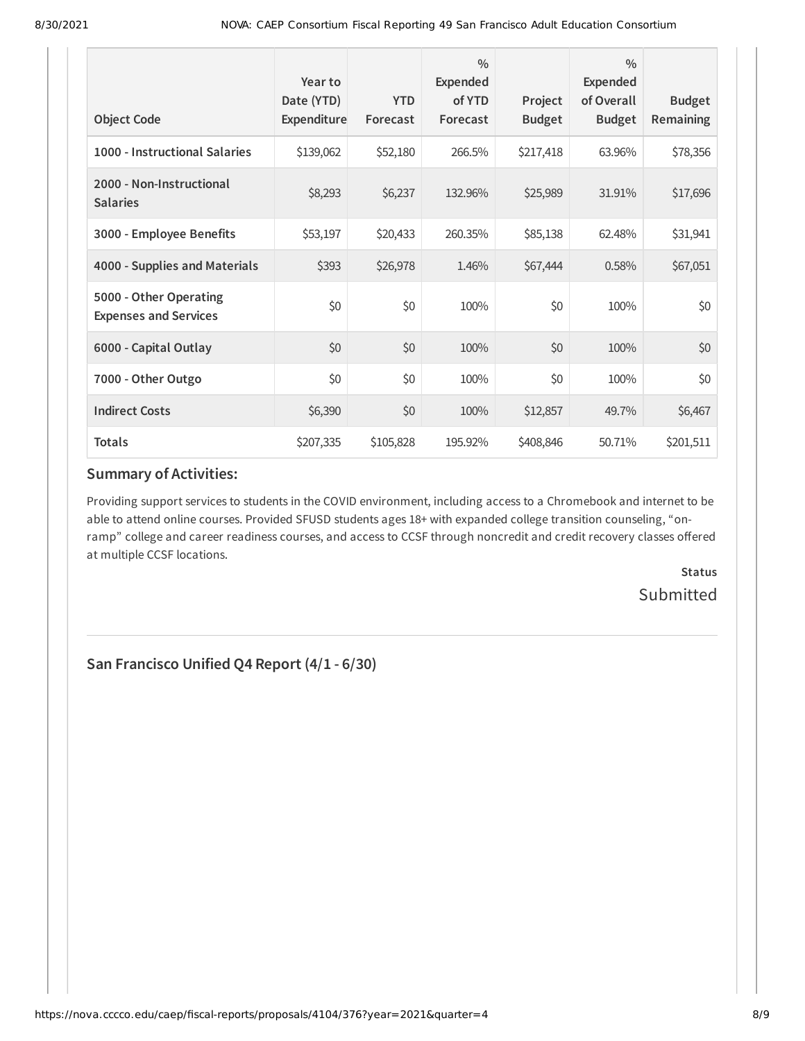| Object Code | Year to Date (YTD) Expenditure | YTD Forecast | % Expended of YTD Forecast | Project Budget | % Expended of Overall Budget | Budget Remaining |
|---|---|---|---|---|---|---|
| **1000 - Instructional Salaries** | $139,062 | $52,180 | 266.5% | $217,418 | 63.96% | $78,356 |
| **2000 - Non-Instructional Salaries** | $8,293 | $6,237 | 132.96% | $25,989 | 31.91% | $17,696 |
| **3000 - Employee Benefits** | $53,197 | $20,433 | 260.35% | $85,138 | 62.48% | $31,941 |
| **4000 - Supplies and Materials** | $393 | $26,978 | 1.46% | $67,444 | 0.58% | $67,051 |
| **5000 - Other Operating Expenses and Services** | $0 | $0 | 100% | $0 | 100% | $0 |
| **6000 - Capital Outlay** | $0 | $0 | 100% | $0 | 100% | $0 |
| **7000 - Other Outgo** | $0 | $0 | 100% | $0 | 100% | $0 |
| **Indirect Costs** | $6,390 | $0 | 100% | $12,857 | 49.7% | $6,467 |
| **Totals** | $207,335 | $105,828 | 195.92% | $408,846 | 50.71% | $201,511 |

## Summary of Activities:

Providing support services to students in the COVID environment, including access to a Chromebook and internet to be able to attend online courses. Provided SFUSD students ages 18+ with expanded college transition counseling, "on-ramp" college and career readiness courses, and access to CCSF through noncredit and credit recovery classes offered at multiple CCSF locations.

**Status**

Submitted

## San Francisco Unified Q4 Report (4/1 - 6/30)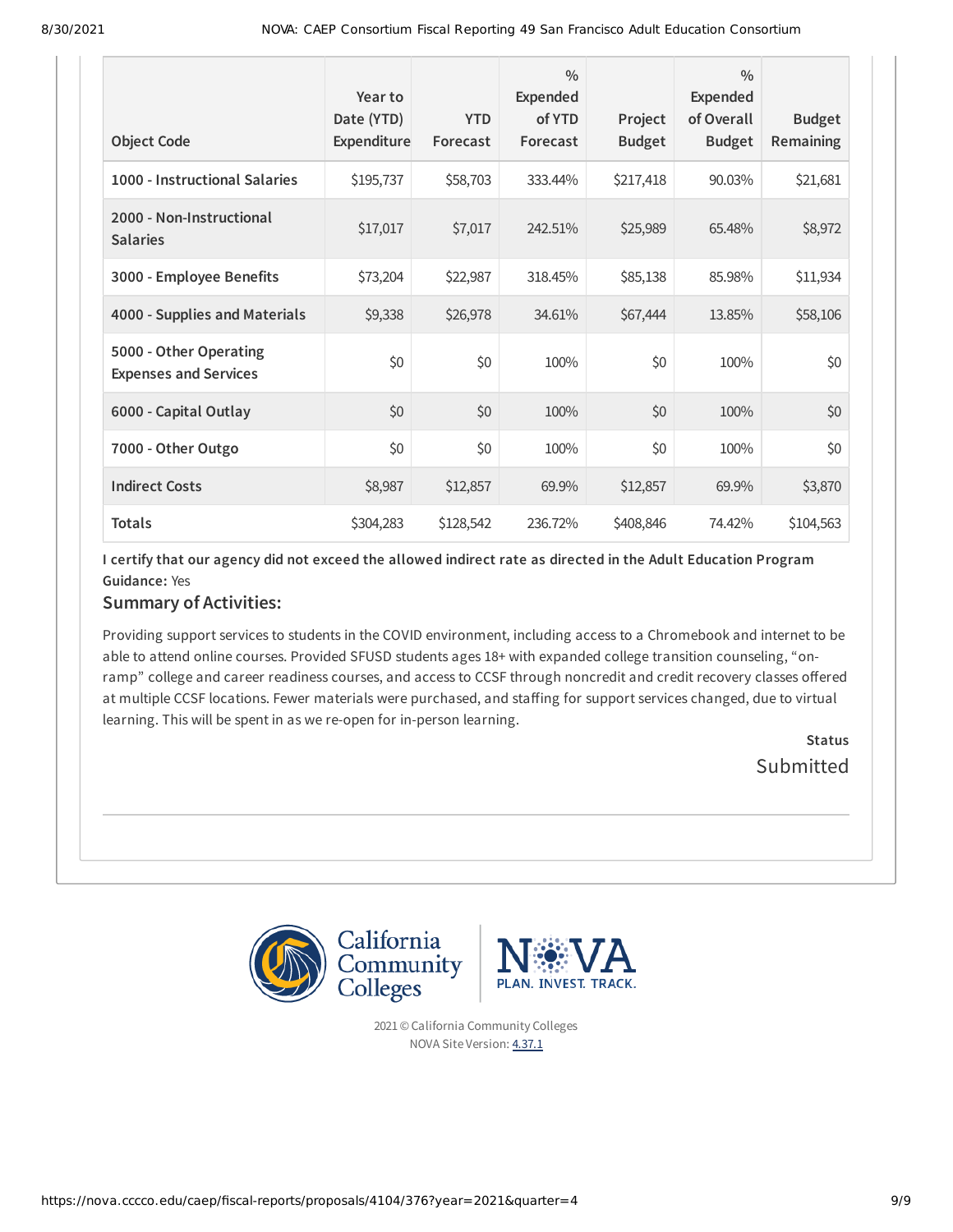| Object Code | Year to Date (YTD) Expenditure | YTD Forecast | % Expended of YTD Forecast | Project Budget | % Expended of Overall Budget | Budget Remaining |
|---|---|---|---|---|---|---|
| 1000 - Instructional Salaries | $195,737 | $58,703 | 333.44% | $217,418 | 90.03% | $21,681 |
| 2000 - Non-Instructional Salaries | $17,017 | $7,017 | 242.51% | $25,989 | 65.48% | $8,972 |
| 3000 - Employee Benefits | $73,204 | $22,987 | 318.45% | $85,138 | 85.98% | $11,934 |
| 4000 - Supplies and Materials | $9,338 | $26,978 | 34.61% | $67,444 | 13.85% | $58,106 |
| 5000 - Other Operating Expenses and Services | $0 | $0 | 100% | $0 | 100% | $0 |
| 6000 - Capital Outlay | $0 | $0 | 100% | $0 | 100% | $0 |
| 7000 - Other Outgo | $0 | $0 | 100% | $0 | 100% | $0 |
| Indirect Costs | $8,987 | $12,857 | 69.9% | $12,857 | 69.9% | $3,870 |
| Totals | $304,283 | $128,542 | 236.72% | $408,846 | 74.42% | $104,563 |

**I certify that our agency did not exceed the allowed indirect rate as directed in the Adult Education Program Guidance:** Yes

### Summary of Activities:

Providing support services to students in the COVID environment, including access to a Chromebook and internet to be able to attend online courses. Provided SFUSD students ages 18+ with expanded college transition counseling, "on-ramp" college and career readiness courses, and access to CCSF through noncredit and credit recovery classes offered at multiple CCSF locations. Fewer materials were purchased, and staffing for support services changed, due to virtual learning. This will be spent in as we re-open for in-person learning.

**Status**

Submitted

California Community Colleges

NOVA PLAN. INVEST. TRACK.

2021 © California Community Colleges

NOVA Site Version: 4.37.1